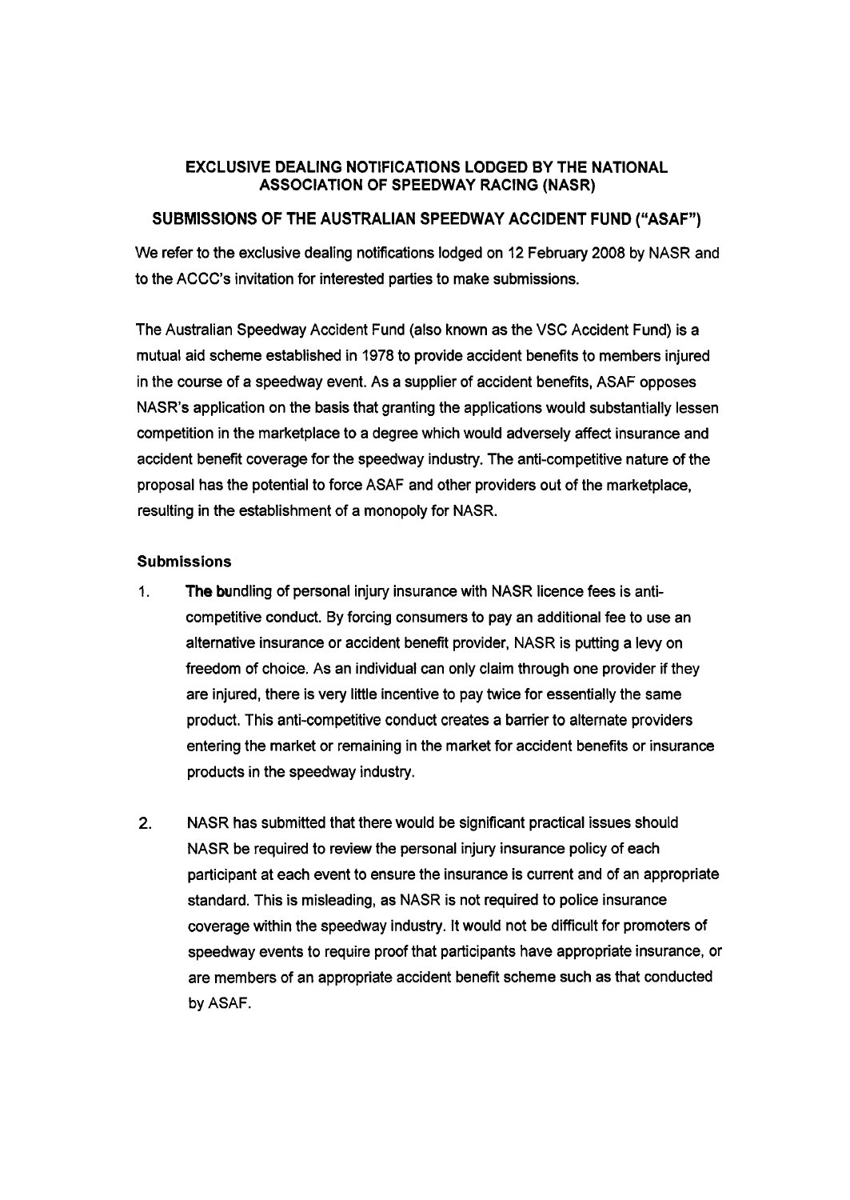**EXCLUSIVE DEALING NOTIFICATIONS LODGED BY THE NATIONAL ASSOCIATION OF SPEEDWAY RACING (NASR)**

**SUBMISSIONS OF THE AUSTRALIAN SPEEDWAY ACCIDENT FUND ("ASAF")**

We refer to the exclusive dealing notifications lodged on 12 February 2008 by NASR and to the ACCC's invitation for interested parties to make submissions.

The Australian Speedway Accident Fund (also known as the VSC Accident Fund) is a mutual aid scheme established in 1978 to provide accident benefits to members injured in the course of a speedway event. As a supplier of accident benefits, ASAF opposes NASR's application on the basis that granting the applications would substantially lessen competition in the marketplace to a degree which would adversely affect insurance and accident benefit coverage for the speedway industry. The anti-competitive nature of the proposal has the potential to force ASAF and other providers out of the marketplace, resulting in the establishment of a monopoly for NASR.

**Submissions**

1. **The bu**ndling of personal injury insurance with NASR licence fees is anti-competitive conduct. By forcing consumers to pay an additional fee to use an alternative insurance or accident benefit provider, NASR is putting a levy on freedom of choice. As an individual can only claim through one provider if they are injured, there is very little incentive to pay twice for essentially the same product. This anti-competitive conduct creates a barrier to alternate providers entering the market or remaining in the market for accident benefits or insurance products in the speedway industry.

2. NASR has submitted that there would be significant practical issues should NASR be required to review the personal injury insurance policy of each participant at each event to ensure the insurance is current and of an appropriate standard. This is misleading, as NASR is not required to police insurance coverage within the speedway industry. It would not be difficult for promoters of speedway events to require proof that participants have appropriate insurance, or are members of an appropriate accident benefit scheme such as that conducted by ASAF.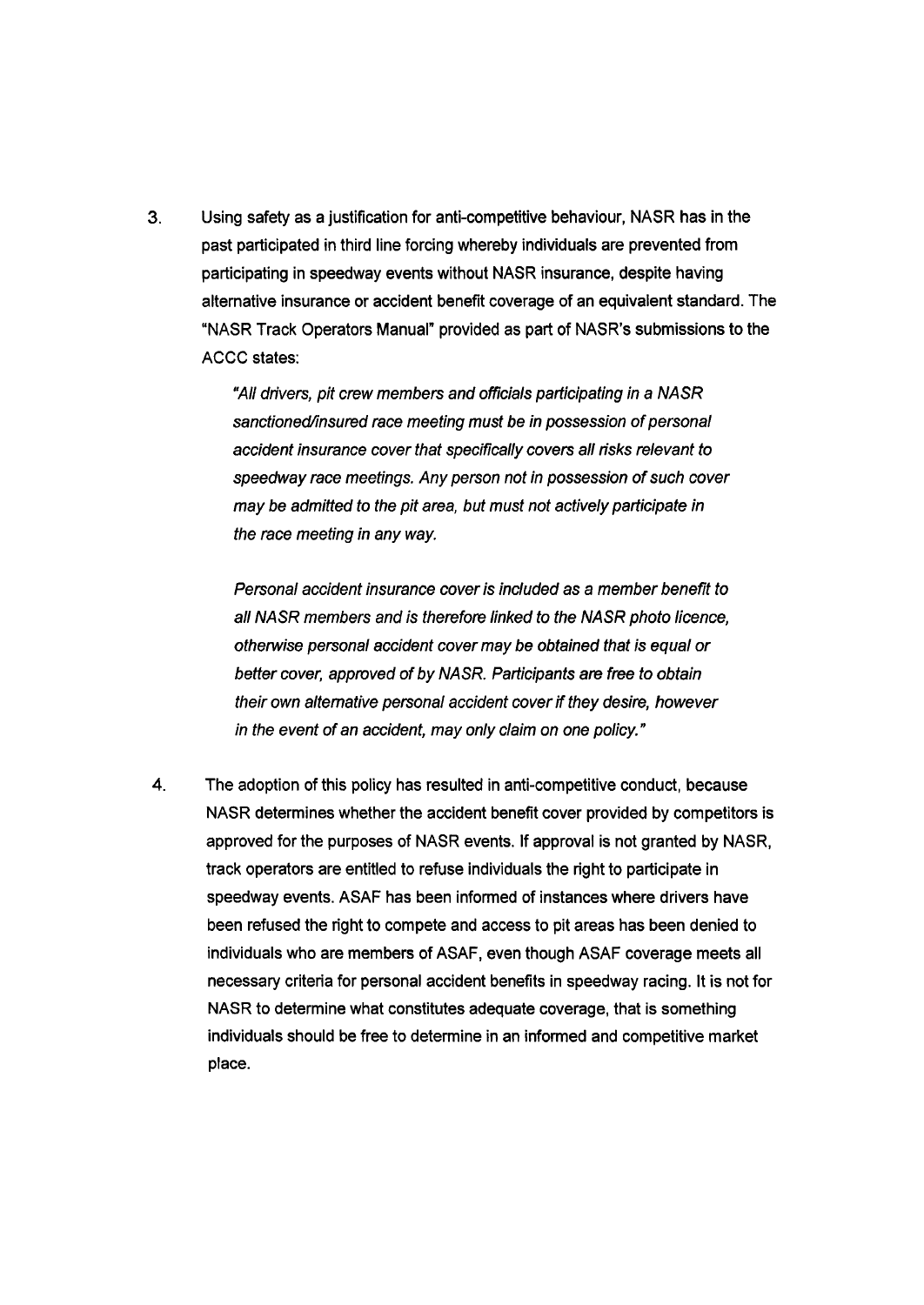3. Using safety as a justification for anti-competitive behaviour, NASR has in the past participated in third line forcing whereby individuals are prevented from participating in speedway events without NASR insurance, despite having alternative insurance or accident benefit coverage of an equivalent standard. The "NASR Track Operators Manual" provided as part of NASR's submissions to the ACCC states:

   > *"All drivers, pit crew members and officials participating in a NASR sanctioned/insured race meeting must be in possession of personal accident insurance cover that specifically covers all risks relevant to speedway race meetings. Any person not in possession of such cover may be admitted to the pit area, but must not actively participate in the race meeting in any way.*
   >
   > *Personal accident insurance cover is included as a member benefit to all NASR members and is therefore linked to the NASR photo licence, otherwise personal accident cover may be obtained that is equal or better cover, approved of by NASR. Participants are free to obtain their own alternative personal accident cover if they desire, however in the event of an accident, may only claim on one policy."*

4. The adoption of this policy has resulted in anti-competitive conduct, because NASR determines whether the accident benefit cover provided by competitors is approved for the purposes of NASR events. If approval is not granted by NASR, track operators are entitled to refuse individuals the right to participate in speedway events. ASAF has been informed of instances where drivers have been refused the right to compete and access to pit areas has been denied to individuals who are members of ASAF, even though ASAF coverage meets all necessary criteria for personal accident benefits in speedway racing. It is not for NASR to determine what constitutes adequate coverage, that is something individuals should be free to determine in an informed and competitive market place.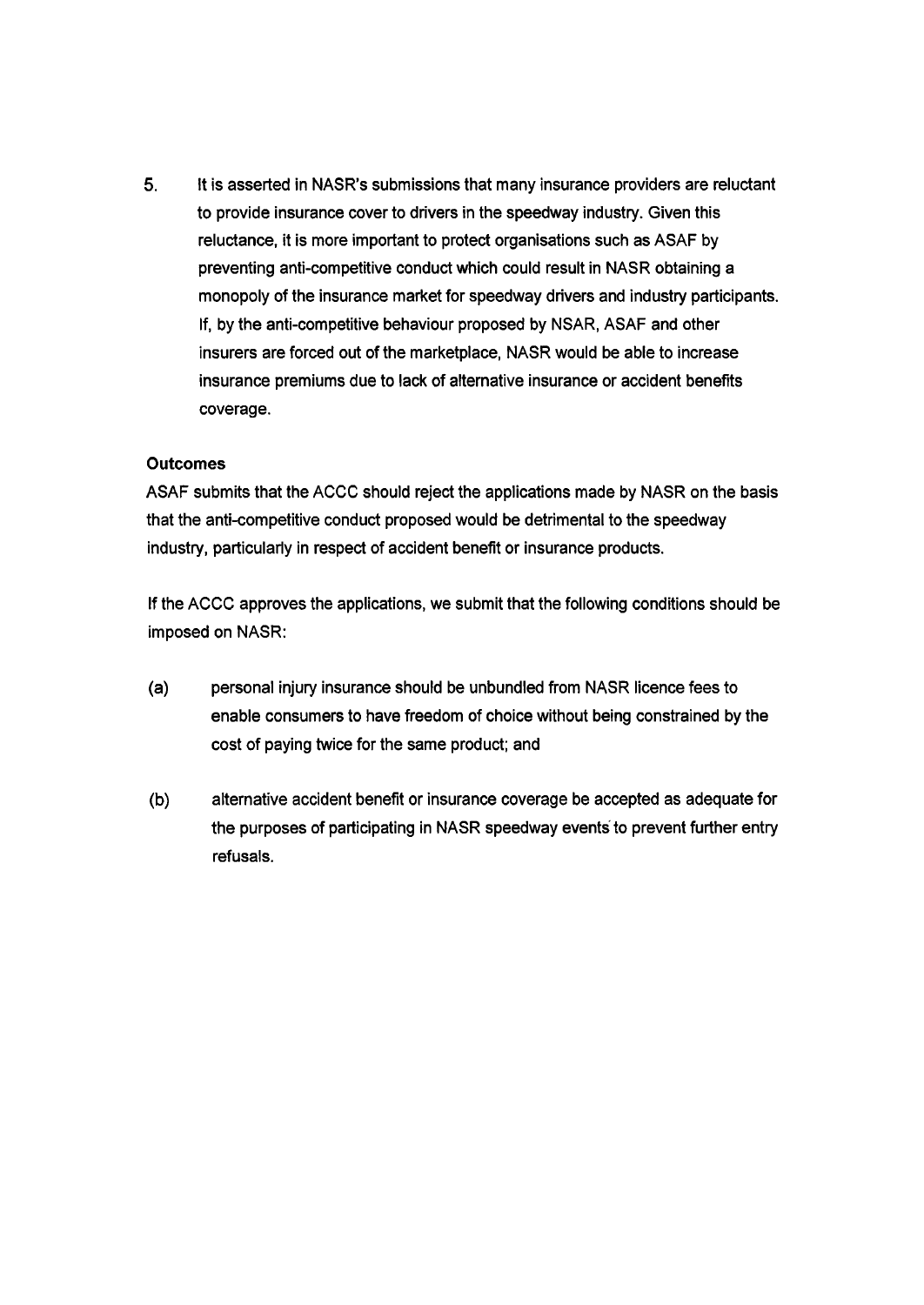5. It is asserted in NASR's submissions that many insurance providers are reluctant to provide insurance cover to drivers in the speedway industry. Given this reluctance, it is more important to protect organisations such as ASAF by preventing anti-competitive conduct which could result in NASR obtaining a monopoly of the insurance market for speedway drivers and industry participants. If, by the anti-competitive behaviour proposed by NSAR, ASAF and other insurers are forced out of the marketplace, NASR would be able to increase insurance premiums due to lack of alternative insurance or accident benefits coverage.

**Outcomes**

ASAF submits that the ACCC should reject the applications made by NASR on the basis that the anti-competitive conduct proposed would be detrimental to the speedway industry, particularly in respect of accident benefit or insurance products.

If the ACCC approves the applications, we submit that the following conditions should be imposed on NASR:

(a) personal injury insurance should be unbundled from NASR licence fees to enable consumers to have freedom of choice without being constrained by the cost of paying twice for the same product; and

(b) alternative accident benefit or insurance coverage be accepted as adequate for the purposes of participating in NASR speedway events to prevent further entry refusals.